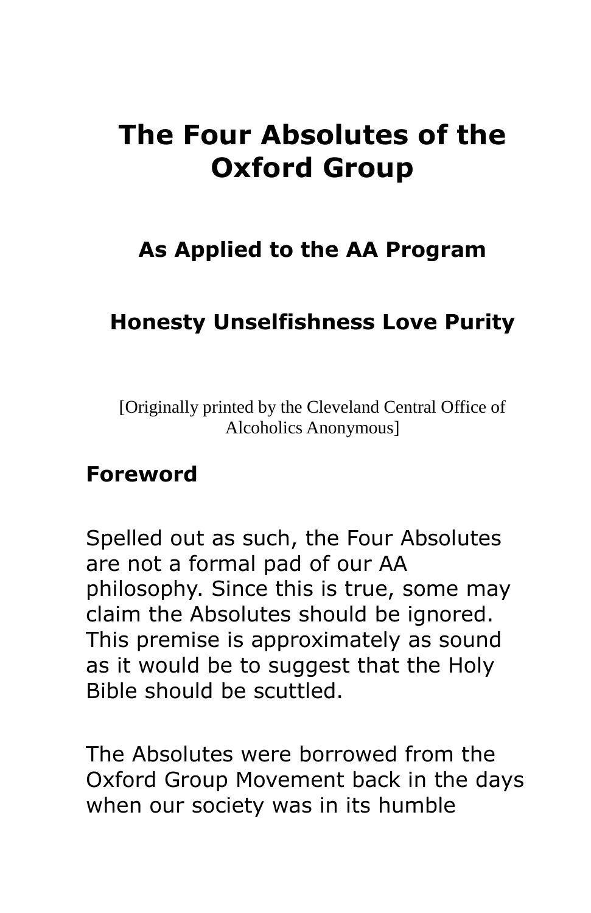# The Four Absolutes of the Oxford Group

## As Applied to the AA Program

## Honesty Unselfishness Love Purity

[Originally printed by the Cleveland Central Office of Alcoholics Anonymous]

## Foreword

Spelled out as such, the Four Absolutes are not a formal pad of our AA philosophy. Since this is true, some may claim the Absolutes should be ignored. This premise is approximately as sound as it would be to suggest that the Holy Bible should be scuttled.

The Absolutes were borrowed from the Oxford Group Movement back in the days when our society was in its humble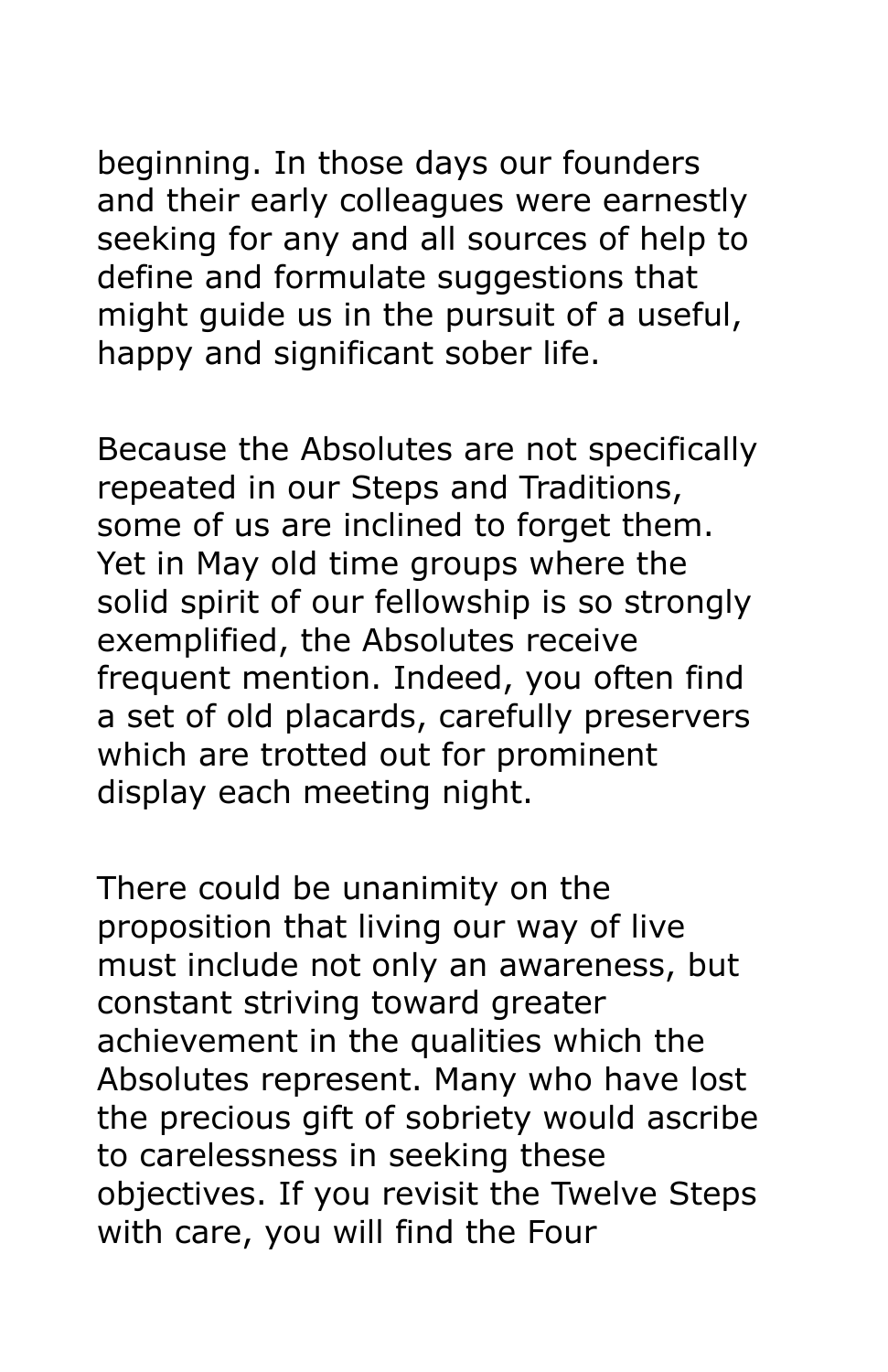beginning. In those days our founders and their early colleagues were earnestly seeking for any and all sources of help to define and formulate suggestions that might guide us in the pursuit of a useful, happy and significant sober life.

Because the Absolutes are not specifically repeated in our Steps and Traditions, some of us are inclined to forget them. Yet in May old time groups where the solid spirit of our fellowship is so strongly exemplified, the Absolutes receive frequent mention. Indeed, you often find a set of old placards, carefully preservers which are trotted out for prominent display each meeting night.

There could be unanimity on the proposition that living our way of live must include not only an awareness, but constant striving toward greater achievement in the qualities which the Absolutes represent. Many who have lost the precious gift of sobriety would ascribe to carelessness in seeking these objectives. If you revisit the Twelve Steps with care, you will find the Four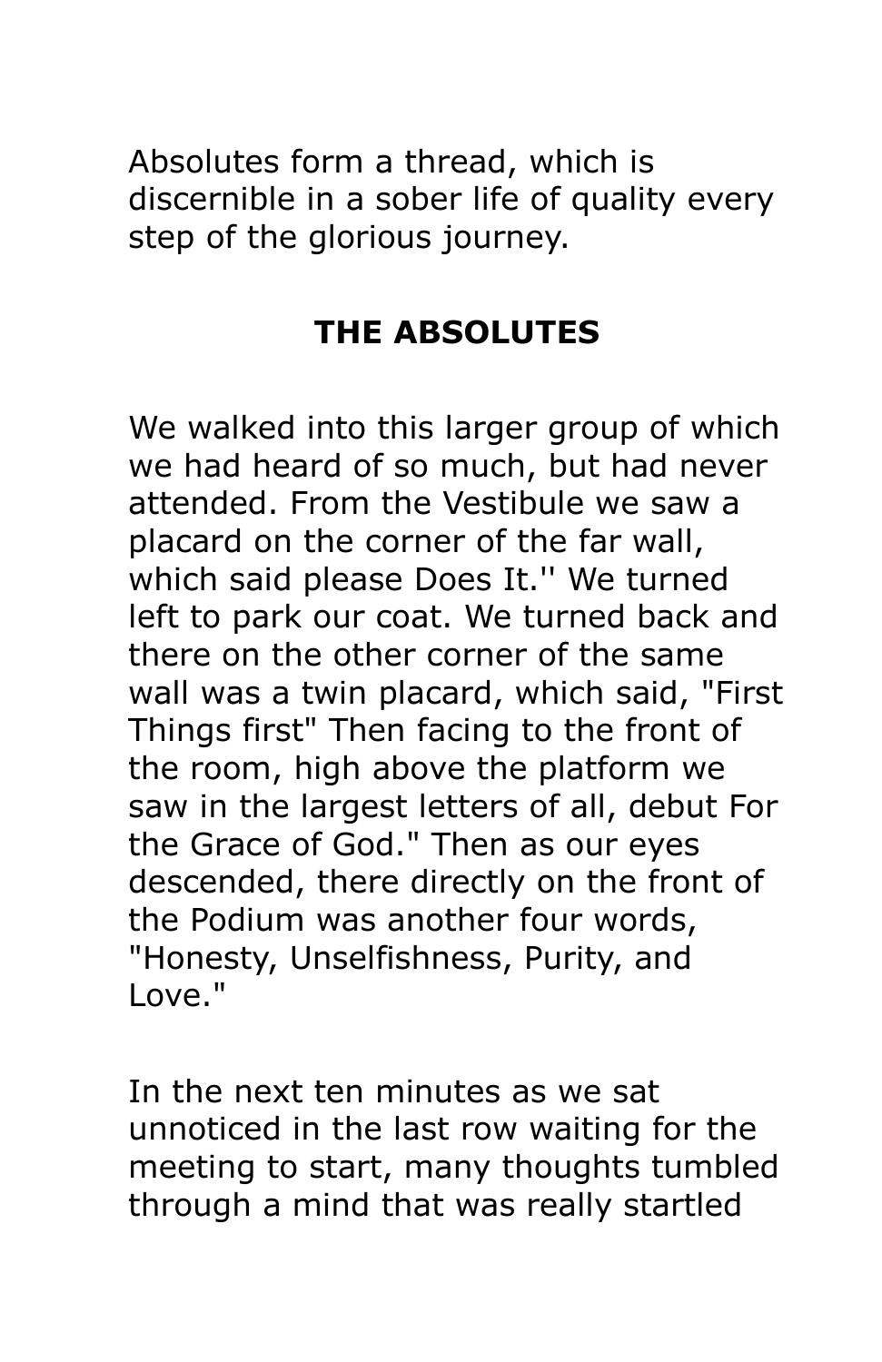Absolutes form a thread, which is discernible in a sober life of quality every step of the glorious journey.

## THE ABSOLUTES

We walked into this larger group of which we had heard of so much, but had never attended. From the Vestibule we saw a placard on the corner of the far wall, which said please Does It.'' We turned left to park our coat. We turned back and there on the other corner of the same wall was a twin placard, which said, "First Things first" Then facing to the front of the room, high above the platform we saw in the largest letters of all, debut For the Grace of God." Then as our eyes descended, there directly on the front of the Podium was another four words, "Honesty, Unselfishness, Purity, and Love."

In the next ten minutes as we sat unnoticed in the last row waiting for the meeting to start, many thoughts tumbled through a mind that was really startled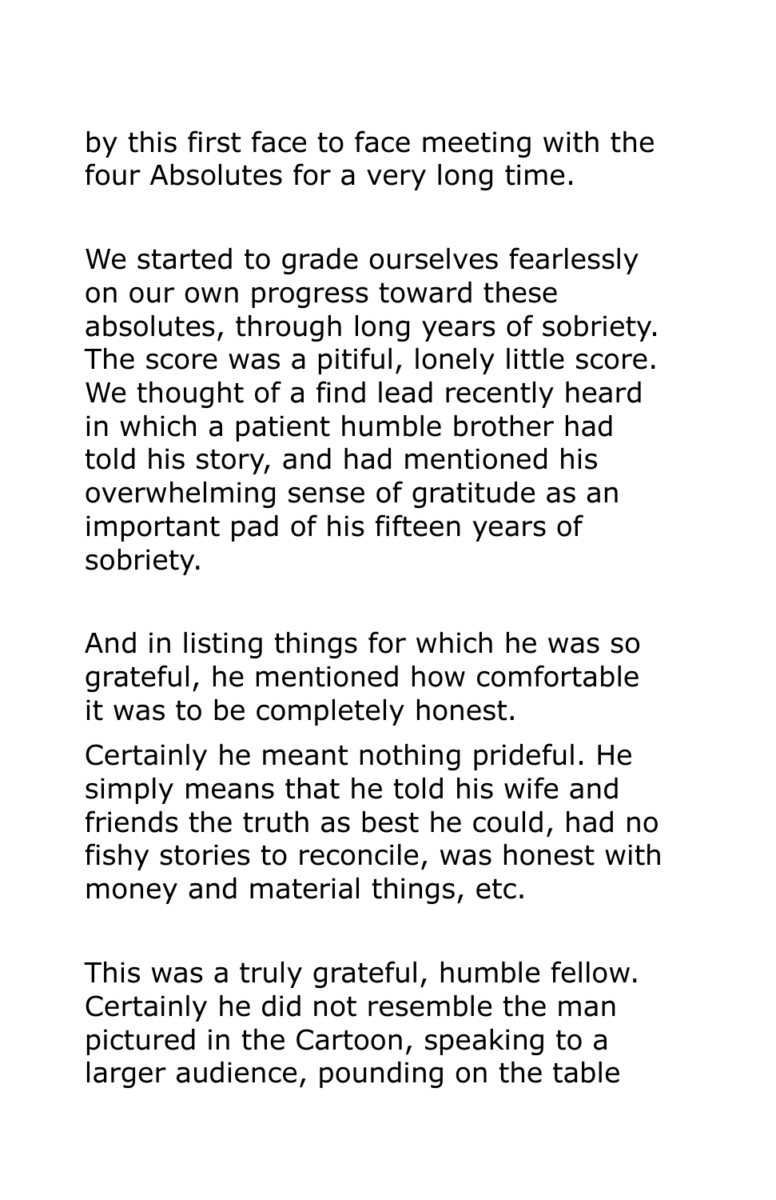by this first face to face meeting with the four Absolutes for a very long time.

We started to grade ourselves fearlessly on our own progress toward these absolutes, through long years of sobriety. The score was a pitiful, lonely little score. We thought of a find lead recently heard in which a patient humble brother had told his story, and had mentioned his overwhelming sense of gratitude as an important pad of his fifteen years of sobriety.

And in listing things for which he was so grateful, he mentioned how comfortable it was to be completely honest.

Certainly he meant nothing prideful. He simply means that he told his wife and friends the truth as best he could, had no fishy stories to reconcile, was honest with money and material things, etc.

This was a truly grateful, humble fellow. Certainly he did not resemble the man pictured in the Cartoon, speaking to a larger audience, pounding on the table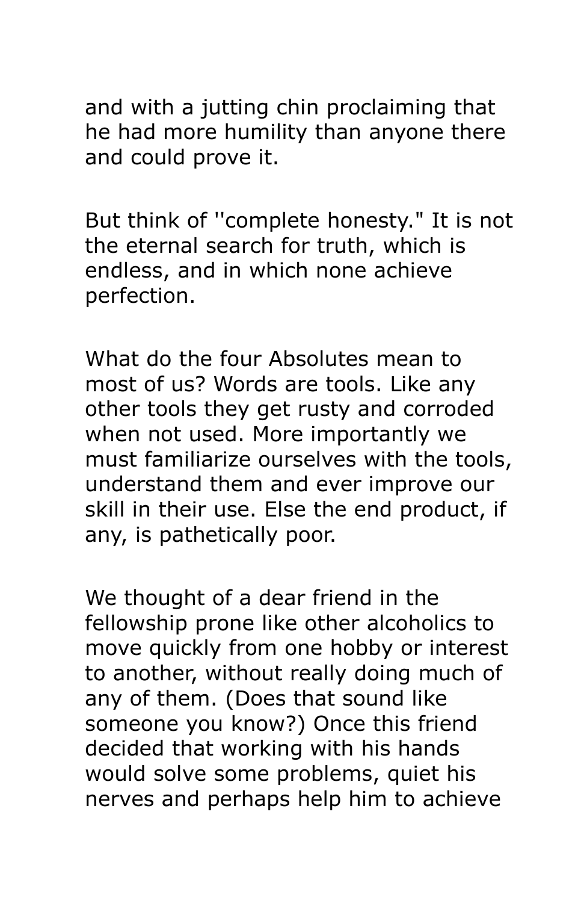and with a jutting chin proclaiming that he had more humility than anyone there and could prove it.

But think of ''complete honesty." It is not the eternal search for truth, which is endless, and in which none achieve perfection.

What do the four Absolutes mean to most of us? Words are tools. Like any other tools they get rusty and corroded when not used. More importantly we must familiarize ourselves with the tools, understand them and ever improve our skill in their use. Else the end product, if any, is pathetically poor.

We thought of a dear friend in the fellowship prone like other alcoholics to move quickly from one hobby or interest to another, without really doing much of any of them. (Does that sound like someone you know?) Once this friend decided that working with his hands would solve some problems, quiet his nerves and perhaps help him to achieve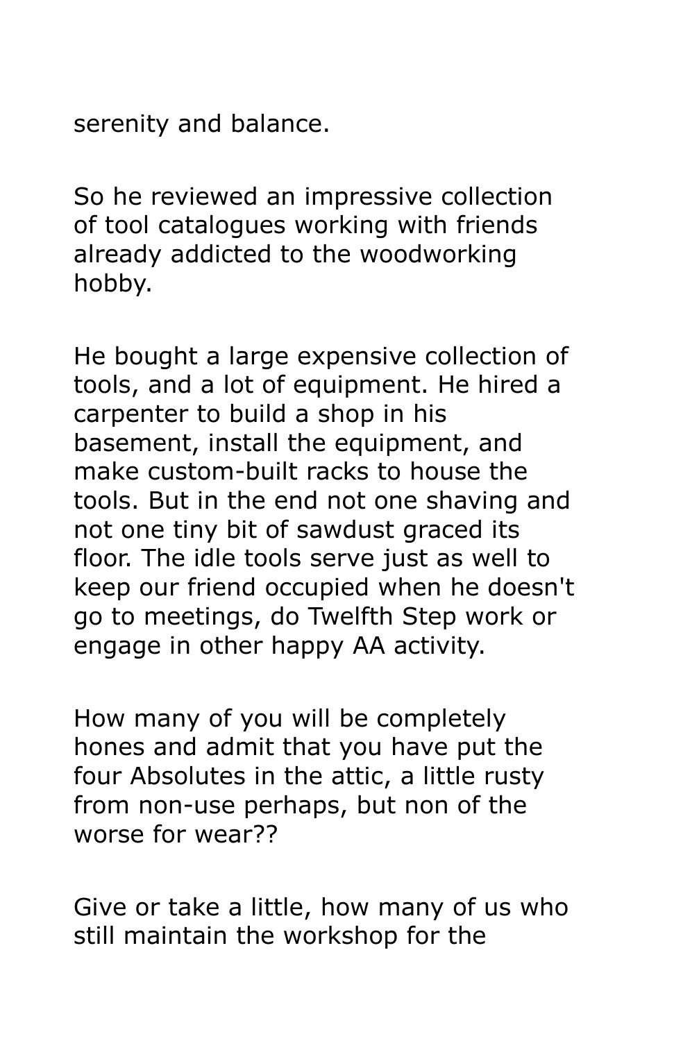serenity and balance.

So he reviewed an impressive collection of tool catalogues working with friends already addicted to the woodworking hobby.

He bought a large expensive collection of tools, and a lot of equipment. He hired a carpenter to build a shop in his basement, install the equipment, and make custom-built racks to house the tools. But in the end not one shaving and not one tiny bit of sawdust graced its floor. The idle tools serve just as well to keep our friend occupied when he doesn't go to meetings, do Twelfth Step work or engage in other happy AA activity.

How many of you will be completely hones and admit that you have put the four Absolutes in the attic, a little rusty from non-use perhaps, but non of the worse for wear??

Give or take a little, how many of us who still maintain the workshop for the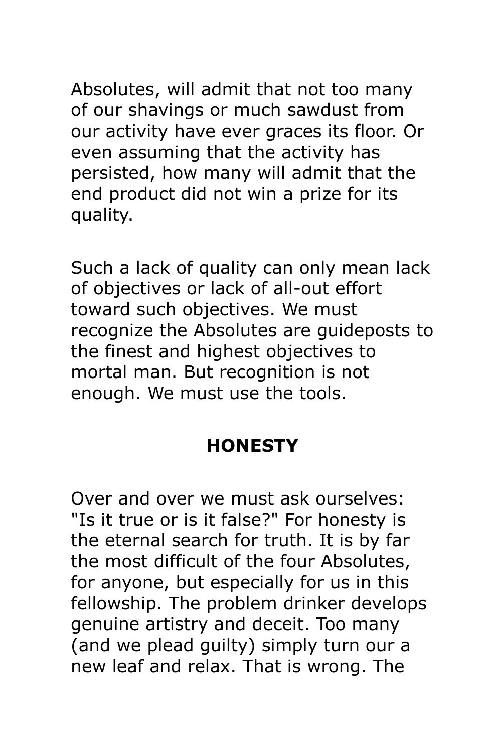Absolutes, will admit that not too many of our shavings or much sawdust from our activity have ever graces its floor. Or even assuming that the activity has persisted, how many will admit that the end product did not win a prize for its quality.

Such a lack of quality can only mean lack of objectives or lack of all-out effort toward such objectives. We must recognize the Absolutes are guideposts to the finest and highest objectives to mortal man. But recognition is not enough. We must use the tools.

## HONESTY

Over and over we must ask ourselves: "Is it true or is it false?" For honesty is the eternal search for truth. It is by far the most difficult of the four Absolutes, for anyone, but especially for us in this fellowship. The problem drinker develops genuine artistry and deceit. Too many (and we plead guilty) simply turn our a new leaf and relax. That is wrong. The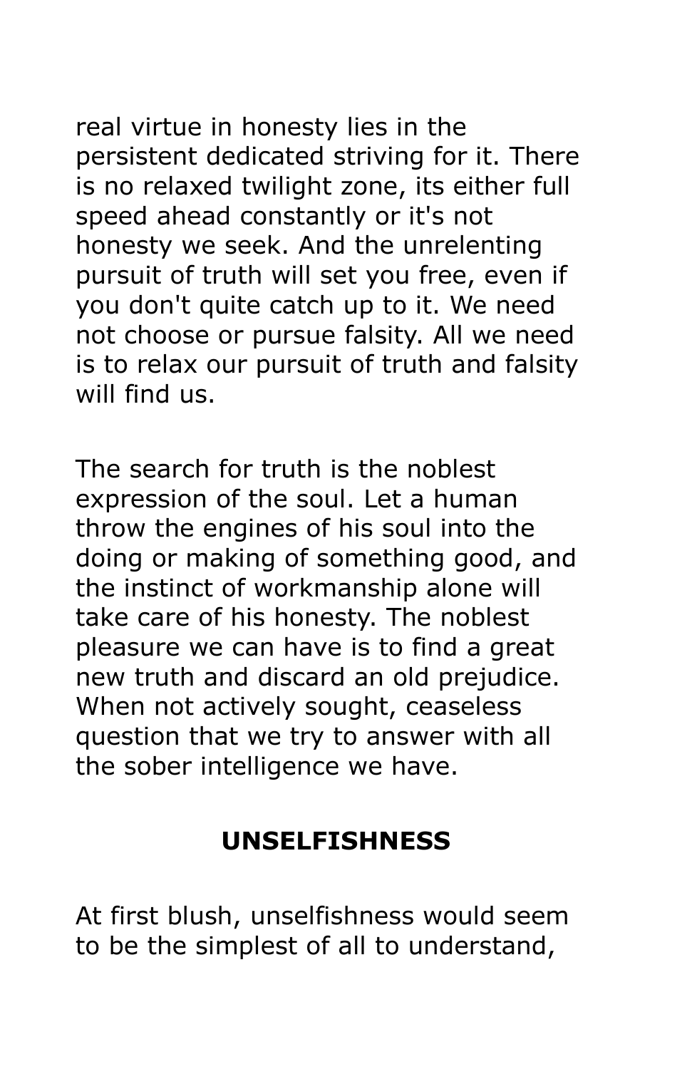real virtue in honesty lies in the persistent dedicated striving for it. There is no relaxed twilight zone, its either full speed ahead constantly or it's not honesty we seek. And the unrelenting pursuit of truth will set you free, even if you don't quite catch up to it. We need not choose or pursue falsity. All we need is to relax our pursuit of truth and falsity will find us.

The search for truth is the noblest expression of the soul. Let a human throw the engines of his soul into the doing or making of something good, and the instinct of workmanship alone will take care of his honesty. The noblest pleasure we can have is to find a great new truth and discard an old prejudice. When not actively sought, ceaseless question that we try to answer with all the sober intelligence we have.

## UNSELFISHNESS

At first blush, unselfishness would seem to be the simplest of all to understand,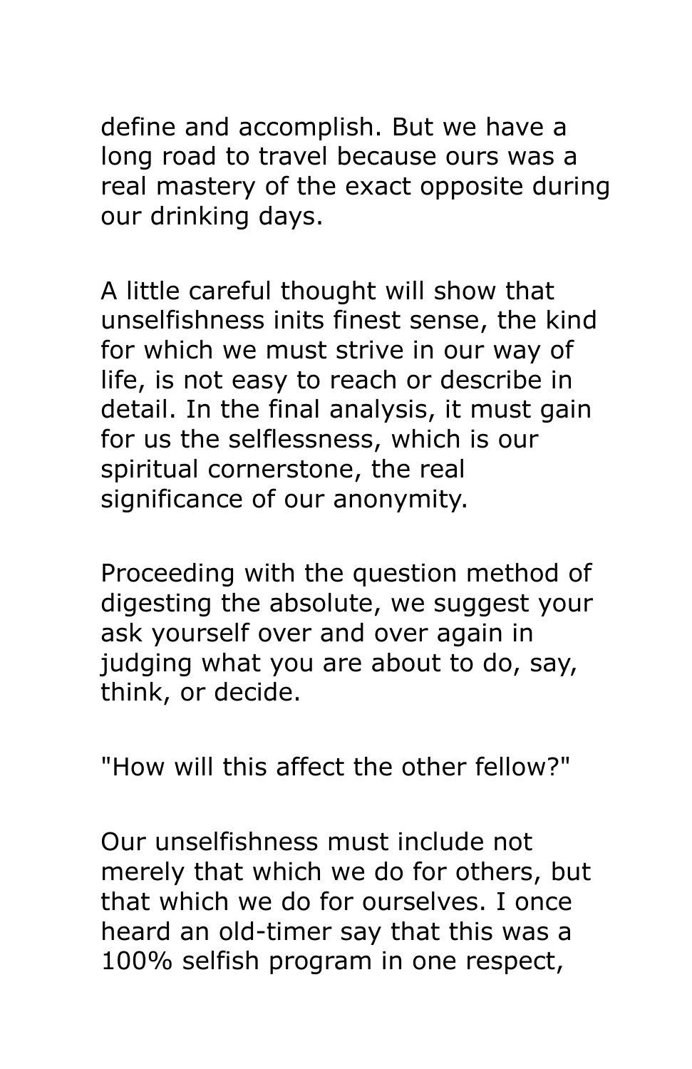define and accomplish. But we have a long road to travel because ours was a real mastery of the exact opposite during our drinking days.

A little careful thought will show that unselfishness inits finest sense, the kind for which we must strive in our way of life, is not easy to reach or describe in detail. In the final analysis, it must gain for us the selflessness, which is our spiritual cornerstone, the real significance of our anonymity.

Proceeding with the question method of digesting the absolute, we suggest your ask yourself over and over again in judging what you are about to do, say, think, or decide.

"How will this affect the other fellow?"

Our unselfishness must include not merely that which we do for others, but that which we do for ourselves. I once heard an old-timer say that this was a 100% selfish program in one respect,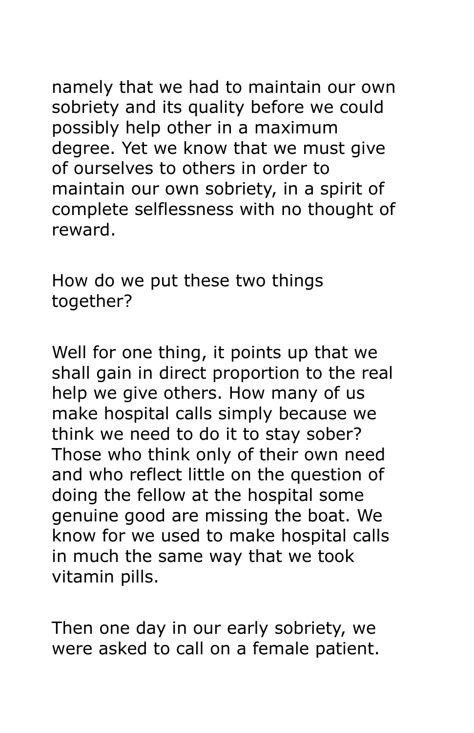namely that we had to maintain our own sobriety and its quality before we could possibly help other in a maximum degree. Yet we know that we must give of ourselves to others in order to maintain our own sobriety, in a spirit of complete selflessness with no thought of reward.

How do we put these two things together?

Well for one thing, it points up that we shall gain in direct proportion to the real help we give others. How many of us make hospital calls simply because we think we need to do it to stay sober? Those who think only of their own need and who reflect little on the question of doing the fellow at the hospital some genuine good are missing the boat. We know for we used to make hospital calls in much the same way that we took vitamin pills.

Then one day in our early sobriety, we were asked to call on a female patient.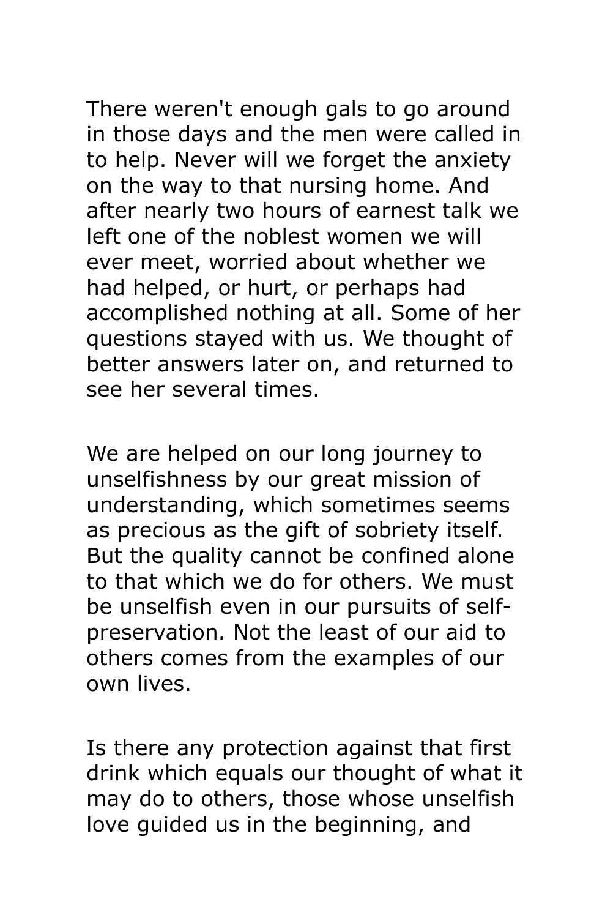There weren't enough gals to go around in those days and the men were called in to help. Never will we forget the anxiety on the way to that nursing home. And after nearly two hours of earnest talk we left one of the noblest women we will ever meet, worried about whether we had helped, or hurt, or perhaps had accomplished nothing at all. Some of her questions stayed with us. We thought of better answers later on, and returned to see her several times.

We are helped on our long journey to unselfishness by our great mission of understanding, which sometimes seems as precious as the gift of sobriety itself. But the quality cannot be confined alone to that which we do for others. We must be unselfish even in our pursuits of self-preservation. Not the least of our aid to others comes from the examples of our own lives.

Is there any protection against that first drink which equals our thought of what it may do to others, those whose unselfish love guided us in the beginning, and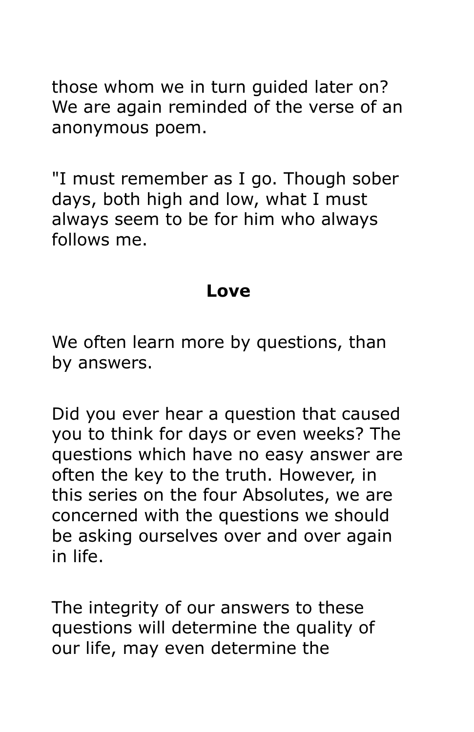those whom we in turn guided later on? We are again reminded of the verse of an anonymous poem.

"I must remember as I go. Though sober days, both high and low, what I must always seem to be for him who always follows me.

## Love

We often learn more by questions, than by answers.

Did you ever hear a question that caused you to think for days or even weeks? The questions which have no easy answer are often the key to the truth. However, in this series on the four Absolutes, we are concerned with the questions we should be asking ourselves over and over again in life.

The integrity of our answers to these questions will determine the quality of our life, may even determine the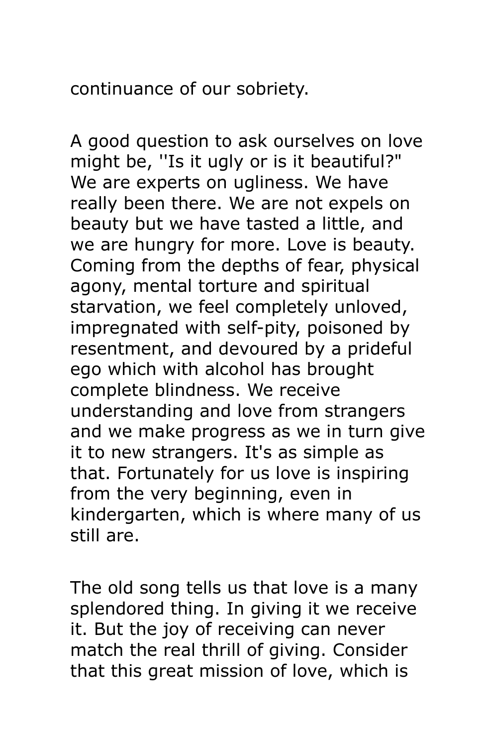continuance of our sobriety.

A good question to ask ourselves on love might be, ''Is it ugly or is it beautiful?" We are experts on ugliness. We have really been there. We are not expels on beauty but we have tasted a little, and we are hungry for more. Love is beauty. Coming from the depths of fear, physical agony, mental torture and spiritual starvation, we feel completely unloved, impregnated with self-pity, poisoned by resentment, and devoured by a prideful ego which with alcohol has brought complete blindness. We receive understanding and love from strangers and we make progress as we in turn give it to new strangers. It's as simple as that. Fortunately for us love is inspiring from the very beginning, even in kindergarten, which is where many of us still are.

The old song tells us that love is a many splendored thing. In giving it we receive it. But the joy of receiving can never match the real thrill of giving. Consider that this great mission of love, which is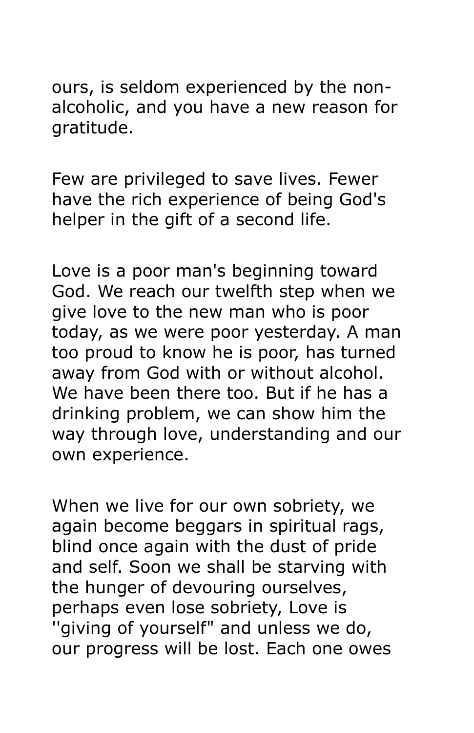ours, is seldom experienced by the non-alcoholic, and you have a new reason for gratitude.

Few are privileged to save lives. Fewer have the rich experience of being God's helper in the gift of a second life.

Love is a poor man's beginning toward God. We reach our twelfth step when we give love to the new man who is poor today, as we were poor yesterday. A man too proud to know he is poor, has turned away from God with or without alcohol. We have been there too. But if he has a drinking problem, we can show him the way through love, understanding and our own experience.

When we live for our own sobriety, we again become beggars in spiritual rags, blind once again with the dust of pride and self. Soon we shall be starving with the hunger of devouring ourselves, perhaps even lose sobriety, Love is ''giving of yourself" and unless we do, our progress will be lost. Each one owes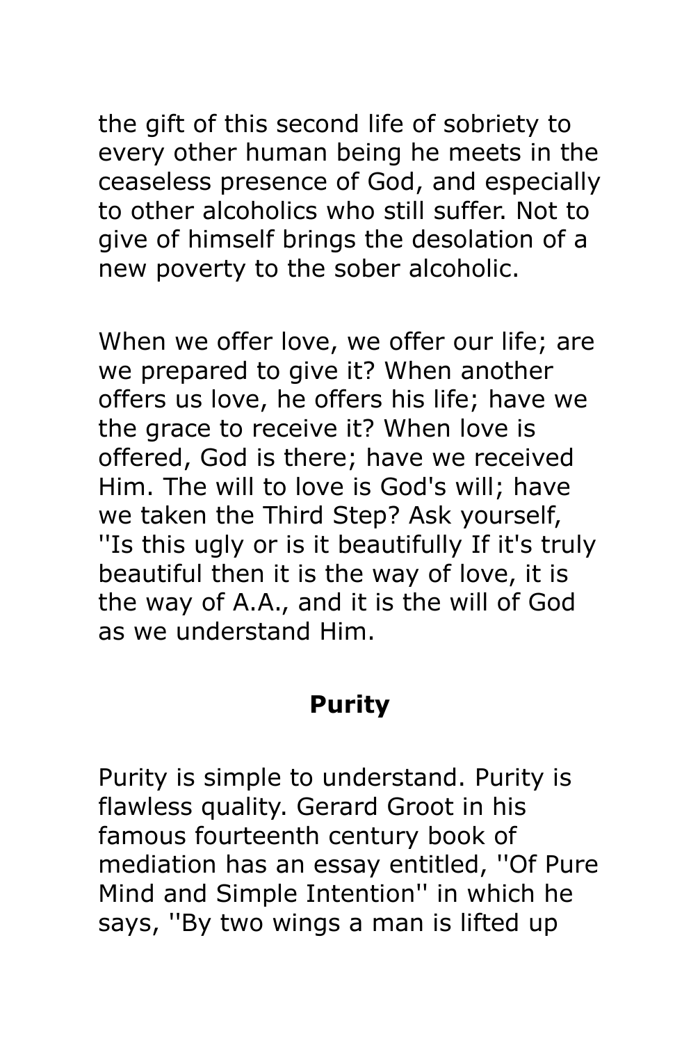the gift of this second life of sobriety to every other human being he meets in the ceaseless presence of God, and especially to other alcoholics who still suffer. Not to give of himself brings the desolation of a new poverty to the sober alcoholic.

When we offer love, we offer our life; are we prepared to give it? When another offers us love, he offers his life; have we the grace to receive it? When love is offered, God is there; have we received Him. The will to love is God's will; have we taken the Third Step? Ask yourself, ''Is this ugly or is it beautifully If it's truly beautiful then it is the way of love, it is the way of A.A., and it is the will of God as we understand Him.

## Purity

Purity is simple to understand. Purity is flawless quality. Gerard Groot in his famous fourteenth century book of mediation has an essay entitled, ''Of Pure Mind and Simple Intention'' in which he says, ''By two wings a man is lifted up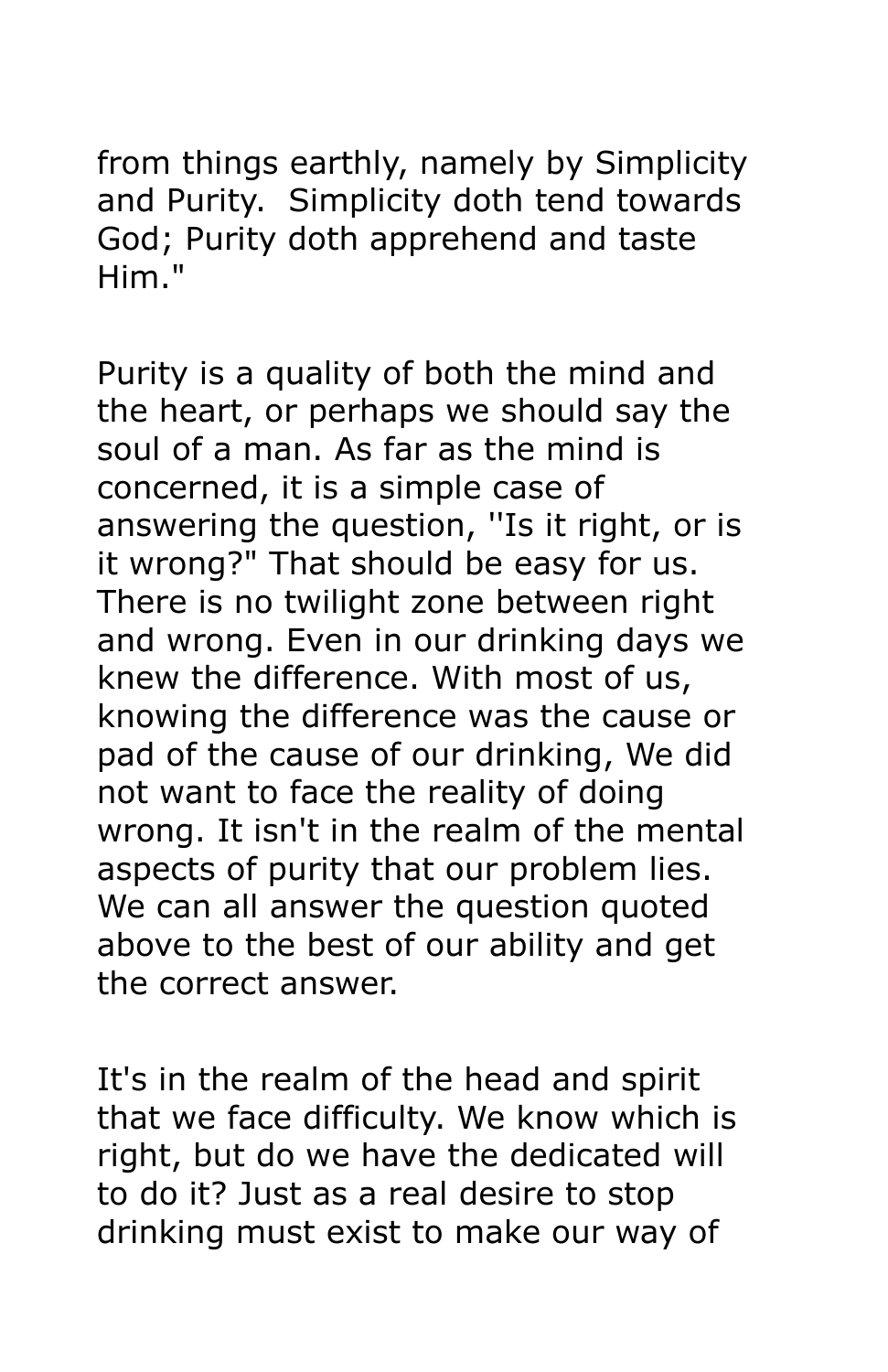from things earthly, namely by Simplicity and Purity. Simplicity doth tend towards God; Purity doth apprehend and taste Him."

Purity is a quality of both the mind and the heart, or perhaps we should say the soul of a man. As far as the mind is concerned, it is a simple case of answering the question, ''Is it right, or is it wrong?" That should be easy for us. There is no twilight zone between right and wrong. Even in our drinking days we knew the difference. With most of us, knowing the difference was the cause or pad of the cause of our drinking, We did not want to face the reality of doing wrong. It isn't in the realm of the mental aspects of purity that our problem lies. We can all answer the question quoted above to the best of our ability and get the correct answer.

It's in the realm of the head and spirit that we face difficulty. We know which is right, but do we have the dedicated will to do it? Just as a real desire to stop drinking must exist to make our way of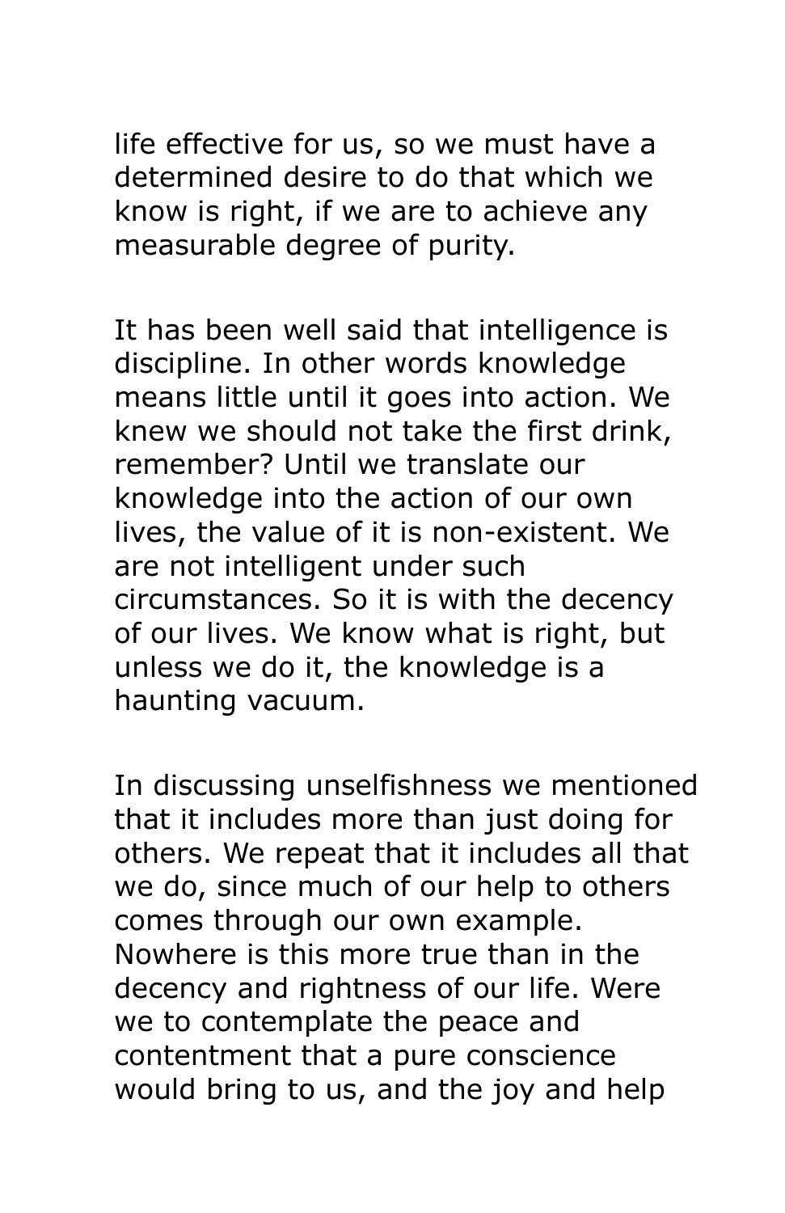life effective for us, so we must have a determined desire to do that which we know is right, if we are to achieve any measurable degree of purity.

It has been well said that intelligence is discipline. In other words knowledge means little until it goes into action. We knew we should not take the first drink, remember? Until we translate our knowledge into the action of our own lives, the value of it is non-existent. We are not intelligent under such circumstances. So it is with the decency of our lives. We know what is right, but unless we do it, the knowledge is a haunting vacuum.

In discussing unselfishness we mentioned that it includes more than just doing for others. We repeat that it includes all that we do, since much of our help to others comes through our own example. Nowhere is this more true than in the decency and rightness of our life. Were we to contemplate the peace and contentment that a pure conscience would bring to us, and the joy and help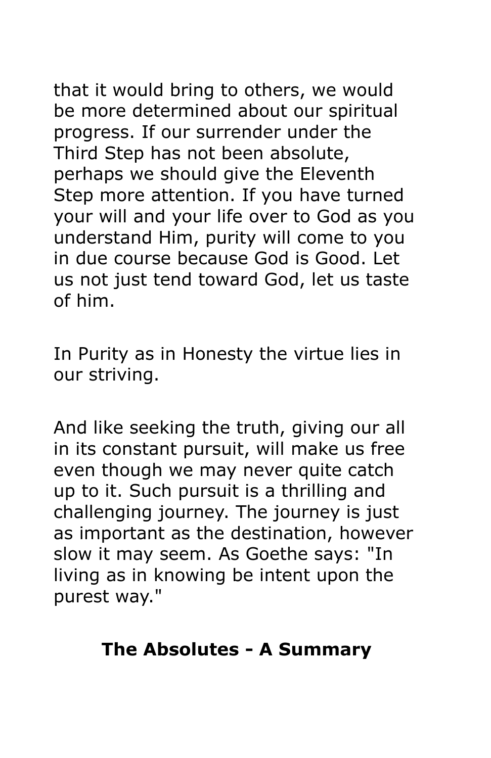that it would bring to others, we would be more determined about our spiritual progress. If our surrender under the Third Step has not been absolute, perhaps we should give the Eleventh Step more attention. If you have turned your will and your life over to God as you understand Him, purity will come to you in due course because God is Good. Let us not just tend toward God, let us taste of him.

In Purity as in Honesty the virtue lies in our striving.

And like seeking the truth, giving our all in its constant pursuit, will make us free even though we may never quite catch up to it. Such pursuit is a thrilling and challenging journey. The journey is just as important as the destination, however slow it may seem. As Goethe says: "In living as in knowing be intent upon the purest way."

## The Absolutes - A Summary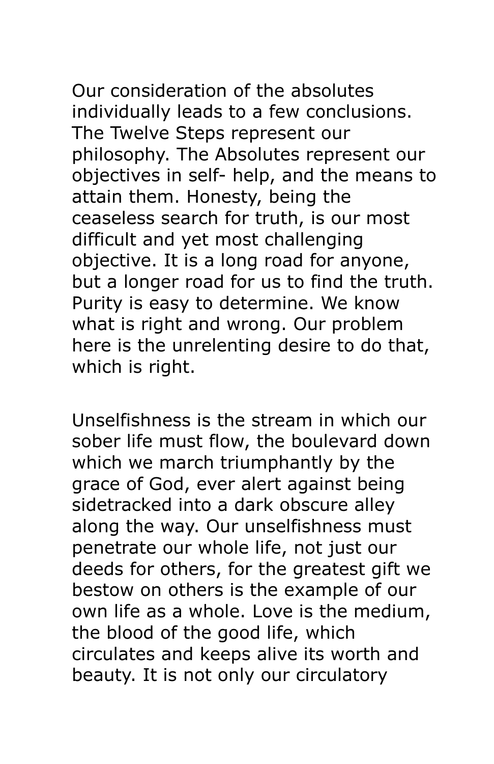Our consideration of the absolutes individually leads to a few conclusions. The Twelve Steps represent our philosophy. The Absolutes represent our objectives in self- help, and the means to attain them. Honesty, being the ceaseless search for truth, is our most difficult and yet most challenging objective. It is a long road for anyone, but a longer road for us to find the truth. Purity is easy to determine. We know what is right and wrong. Our problem here is the unrelenting desire to do that, which is right.

Unselfishness is the stream in which our sober life must flow, the boulevard down which we march triumphantly by the grace of God, ever alert against being sidetracked into a dark obscure alley along the way. Our unselfishness must penetrate our whole life, not just our deeds for others, for the greatest gift we bestow on others is the example of our own life as a whole. Love is the medium, the blood of the good life, which circulates and keeps alive its worth and beauty. It is not only our circulatory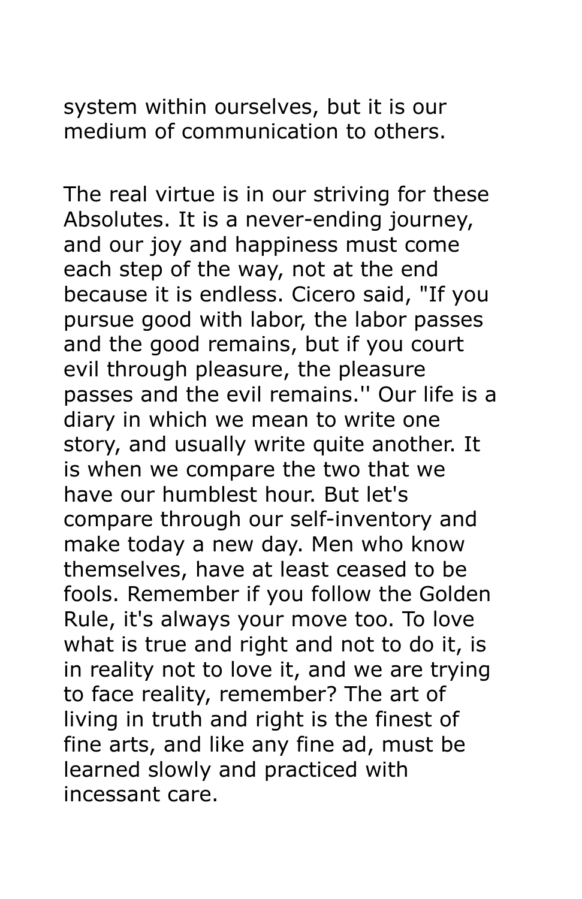system within ourselves, but it is our medium of communication to others.

The real virtue is in our striving for these Absolutes. It is a never-ending journey, and our joy and happiness must come each step of the way, not at the end because it is endless. Cicero said, "If you pursue good with labor, the labor passes and the good remains, but if you court evil through pleasure, the pleasure passes and the evil remains.'' Our life is a diary in which we mean to write one story, and usually write quite another. It is when we compare the two that we have our humblest hour. But let's compare through our self-inventory and make today a new day. Men who know themselves, have at least ceased to be fools. Remember if you follow the Golden Rule, it's always your move too. To love what is true and right and not to do it, is in reality not to love it, and we are trying to face reality, remember? The art of living in truth and right is the finest of fine arts, and like any fine ad, must be learned slowly and practiced with incessant care.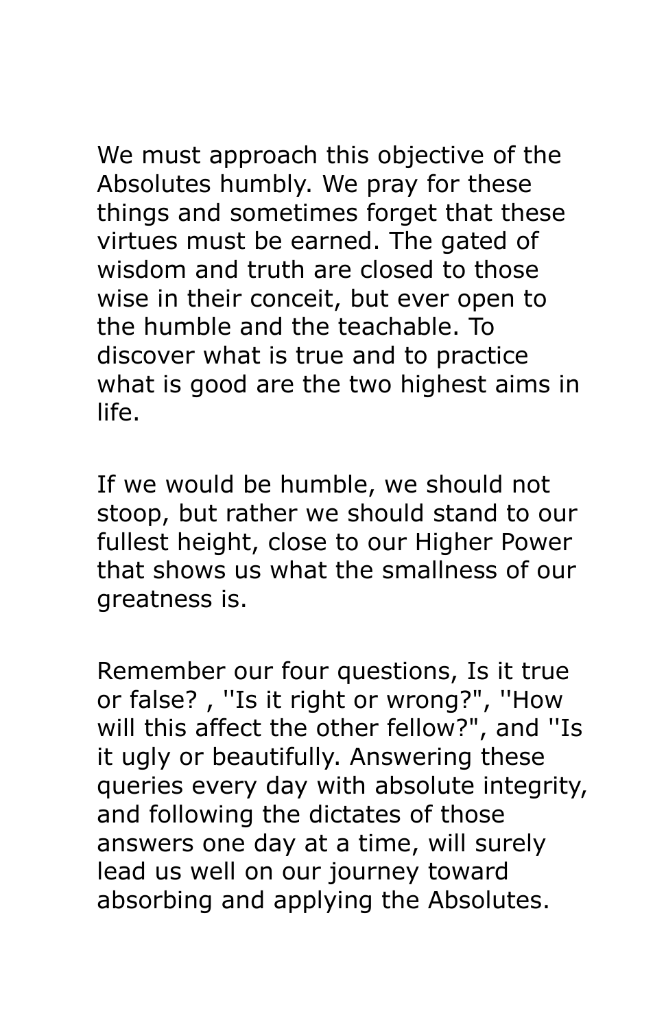We must approach this objective of the Absolutes humbly. We pray for these things and sometimes forget that these virtues must be earned. The gated of wisdom and truth are closed to those wise in their conceit, but ever open to the humble and the teachable. To discover what is true and to practice what is good are the two highest aims in life.

If we would be humble, we should not stoop, but rather we should stand to our fullest height, close to our Higher Power that shows us what the smallness of our greatness is.

Remember our four questions, Is it true or false? , ''Is it right or wrong?", ''How will this affect the other fellow?", and ''Is it ugly or beautifully. Answering these queries every day with absolute integrity, and following the dictates of those answers one day at a time, will surely lead us well on our journey toward absorbing and applying the Absolutes.